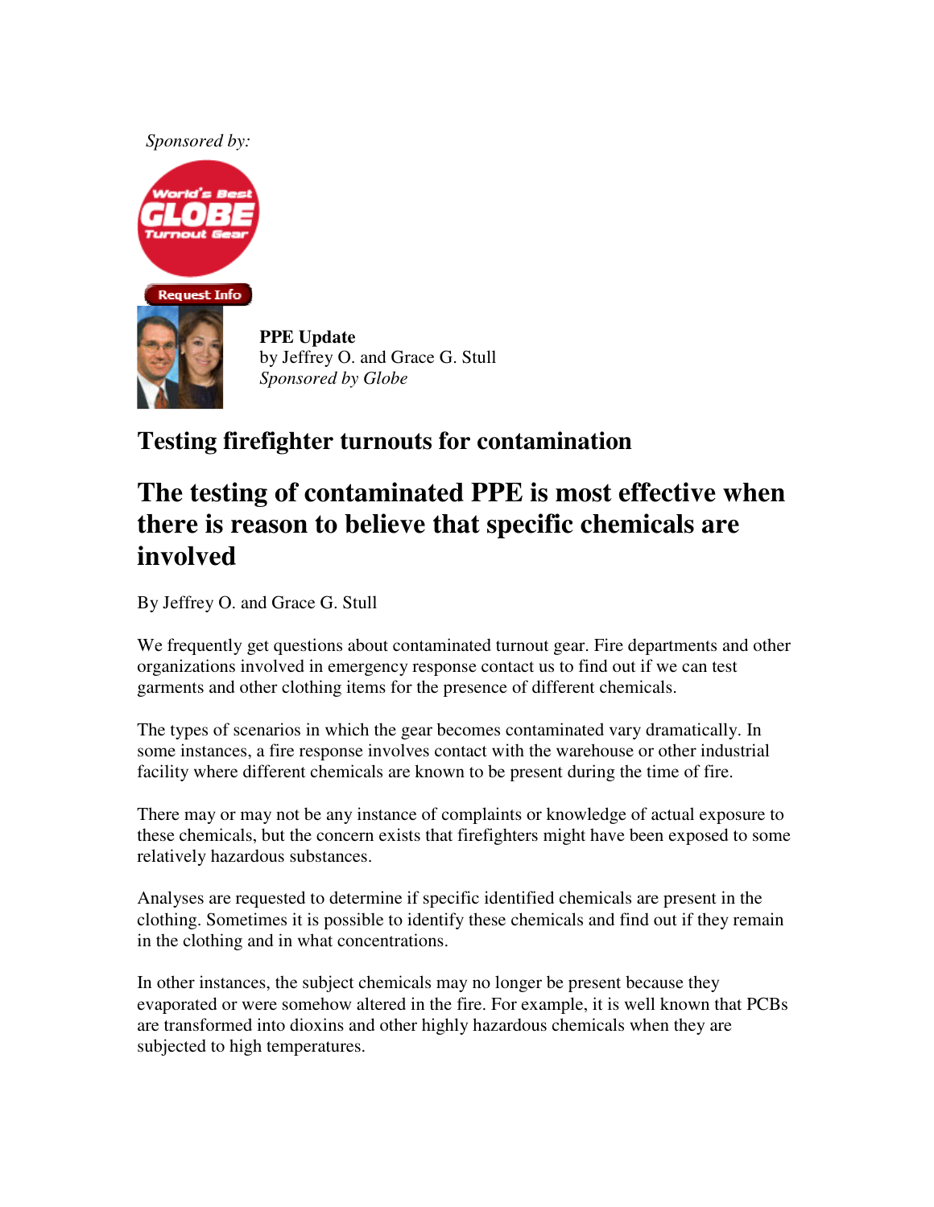*Sponsored by:*

**PPE Update**
by Jeffrey O. and Grace G. Stull
*Sponsored by Globe*

## Testing firefighter turnouts for contamination

# The testing of contaminated PPE is most effective when there is reason to believe that specific chemicals are involved

By Jeffrey O. and Grace G. Stull

We frequently get questions about contaminated turnout gear. Fire departments and other organizations involved in emergency response contact us to find out if we can test garments and other clothing items for the presence of different chemicals.

The types of scenarios in which the gear becomes contaminated vary dramatically. In some instances, a fire response involves contact with the warehouse or other industrial facility where different chemicals are known to be present during the time of fire.

There may or may not be any instance of complaints or knowledge of actual exposure to these chemicals, but the concern exists that firefighters might have been exposed to some relatively hazardous substances.

Analyses are requested to determine if specific identified chemicals are present in the clothing. Sometimes it is possible to identify these chemicals and find out if they remain in the clothing and in what concentrations.

In other instances, the subject chemicals may no longer be present because they evaporated or were somehow altered in the fire. For example, it is well known that PCBs are transformed into dioxins and other highly hazardous chemicals when they are subjected to high temperatures.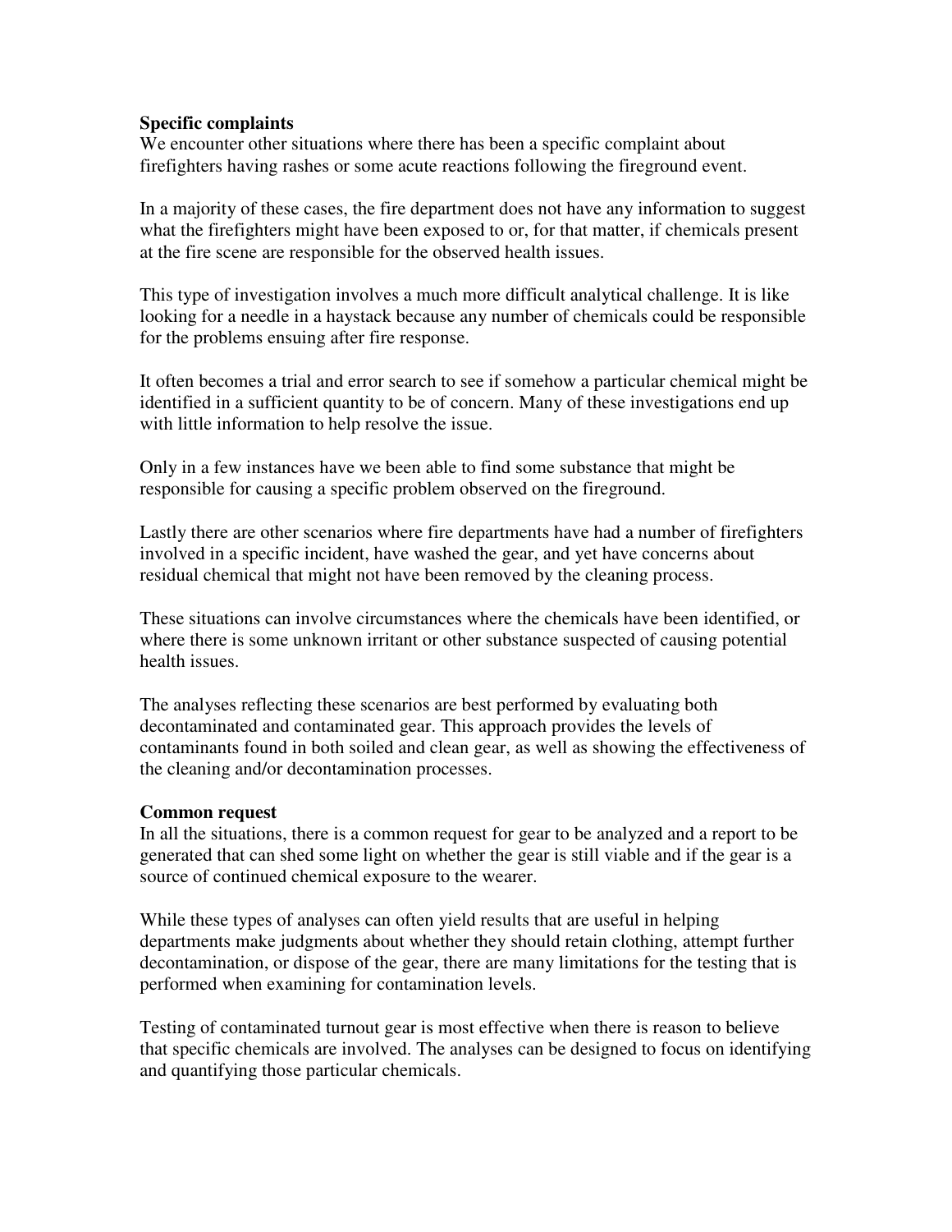**Specific complaints**

We encounter other situations where there has been a specific complaint about firefighters having rashes or some acute reactions following the fireground event.

In a majority of these cases, the fire department does not have any information to suggest what the firefighters might have been exposed to or, for that matter, if chemicals present at the fire scene are responsible for the observed health issues.

This type of investigation involves a much more difficult analytical challenge. It is like looking for a needle in a haystack because any number of chemicals could be responsible for the problems ensuing after fire response.

It often becomes a trial and error search to see if somehow a particular chemical might be identified in a sufficient quantity to be of concern. Many of these investigations end up with little information to help resolve the issue.

Only in a few instances have we been able to find some substance that might be responsible for causing a specific problem observed on the fireground.

Lastly there are other scenarios where fire departments have had a number of firefighters involved in a specific incident, have washed the gear, and yet have concerns about residual chemical that might not have been removed by the cleaning process.

These situations can involve circumstances where the chemicals have been identified, or where there is some unknown irritant or other substance suspected of causing potential health issues.

The analyses reflecting these scenarios are best performed by evaluating both decontaminated and contaminated gear. This approach provides the levels of contaminants found in both soiled and clean gear, as well as showing the effectiveness of the cleaning and/or decontamination processes.

**Common request**

In all the situations, there is a common request for gear to be analyzed and a report to be generated that can shed some light on whether the gear is still viable and if the gear is a source of continued chemical exposure to the wearer.

While these types of analyses can often yield results that are useful in helping departments make judgments about whether they should retain clothing, attempt further decontamination, or dispose of the gear, there are many limitations for the testing that is performed when examining for contamination levels.

Testing of contaminated turnout gear is most effective when there is reason to believe that specific chemicals are involved. The analyses can be designed to focus on identifying and quantifying those particular chemicals.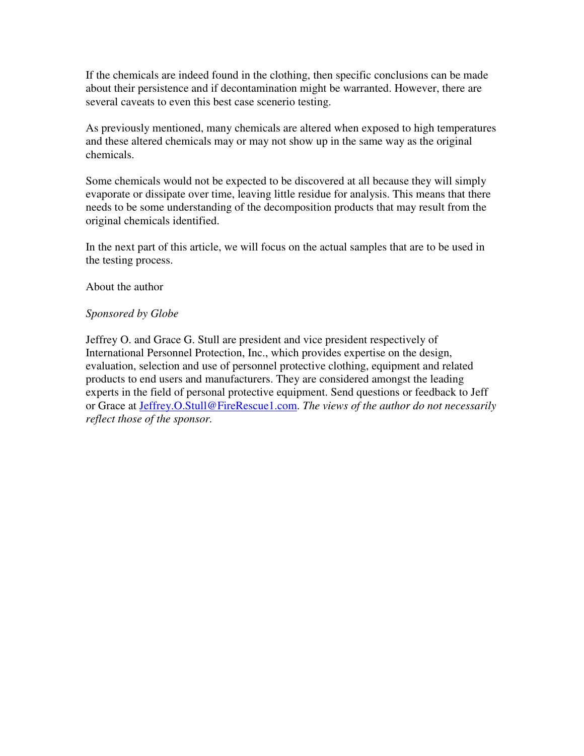If the chemicals are indeed found in the clothing, then specific conclusions can be made about their persistence and if decontamination might be warranted. However, there are several caveats to even this best case scenerio testing.

As previously mentioned, many chemicals are altered when exposed to high temperatures and these altered chemicals may or may not show up in the same way as the original chemicals.

Some chemicals would not be expected to be discovered at all because they will simply evaporate or dissipate over time, leaving little residue for analysis. This means that there needs to be some understanding of the decomposition products that may result from the original chemicals identified.

In the next part of this article, we will focus on the actual samples that are to be used in the testing process.

About the author

*Sponsored by Globe*

Jeffrey O. and Grace G. Stull are president and vice president respectively of International Personnel Protection, Inc., which provides expertise on the design, evaluation, selection and use of personnel protective clothing, equipment and related products to end users and manufacturers. They are considered amongst the leading experts in the field of personal protective equipment. Send questions or feedback to Jeff or Grace at Jeffrey.O.Stull@FireRescue1.com. *The views of the author do not necessarily reflect those of the sponsor.*